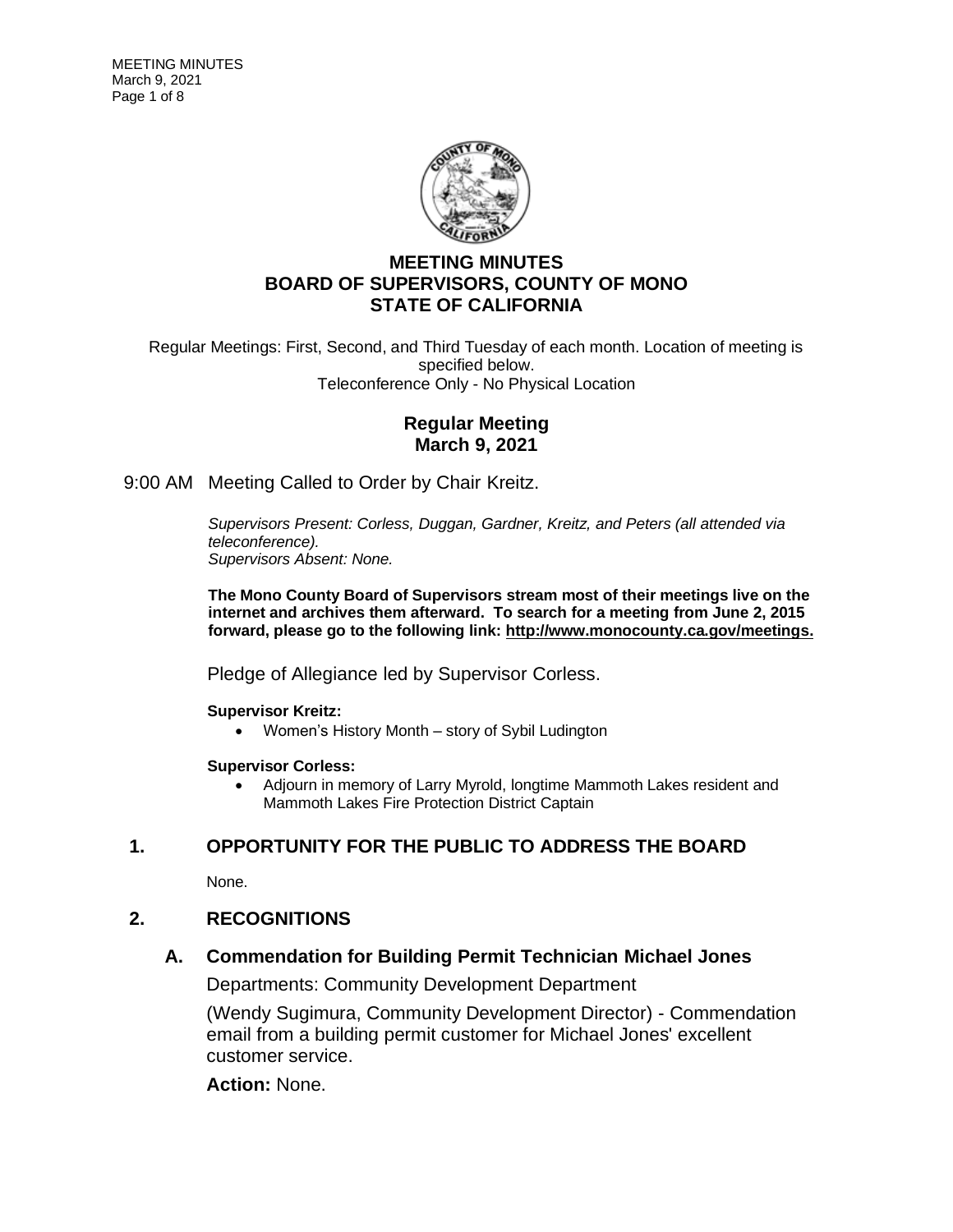# MEETING MINUTES
# BOARD OF SUPERVISORS, COUNTY OF MONO
# STATE OF CALIFORNIA

Regular Meetings: First, Second, and Third Tuesday of each month. Location of meeting is specified below.
Teleconference Only - No Physical Location

## Regular Meeting
## March 9, 2021

9:00 AM Meeting Called to Order by Chair Kreitz.

*Supervisors Present: Corless, Duggan, Gardner, Kreitz, and Peters (all attended via teleconference).*
*Supervisors Absent: None.*

**The Mono County Board of Supervisors stream most of their meetings live on the internet and archives them afterward. To search for a meeting from June 2, 2015 forward, please go to the following link: http://www.monocounty.ca.gov/meetings.**

Pledge of Allegiance led by Supervisor Corless.

**Supervisor Kreitz:**

- Women's History Month – story of Sybil Ludington

**Supervisor Corless:**

- Adjourn in memory of Larry Myrold, longtime Mammoth Lakes resident and Mammoth Lakes Fire Protection District Captain

## 1. OPPORTUNITY FOR THE PUBLIC TO ADDRESS THE BOARD

None.

## 2. RECOGNITIONS

### A. Commendation for Building Permit Technician Michael Jones

Departments: Community Development Department

(Wendy Sugimura, Community Development Director) - Commendation email from a building permit customer for Michael Jones' excellent customer service.

**Action:** None.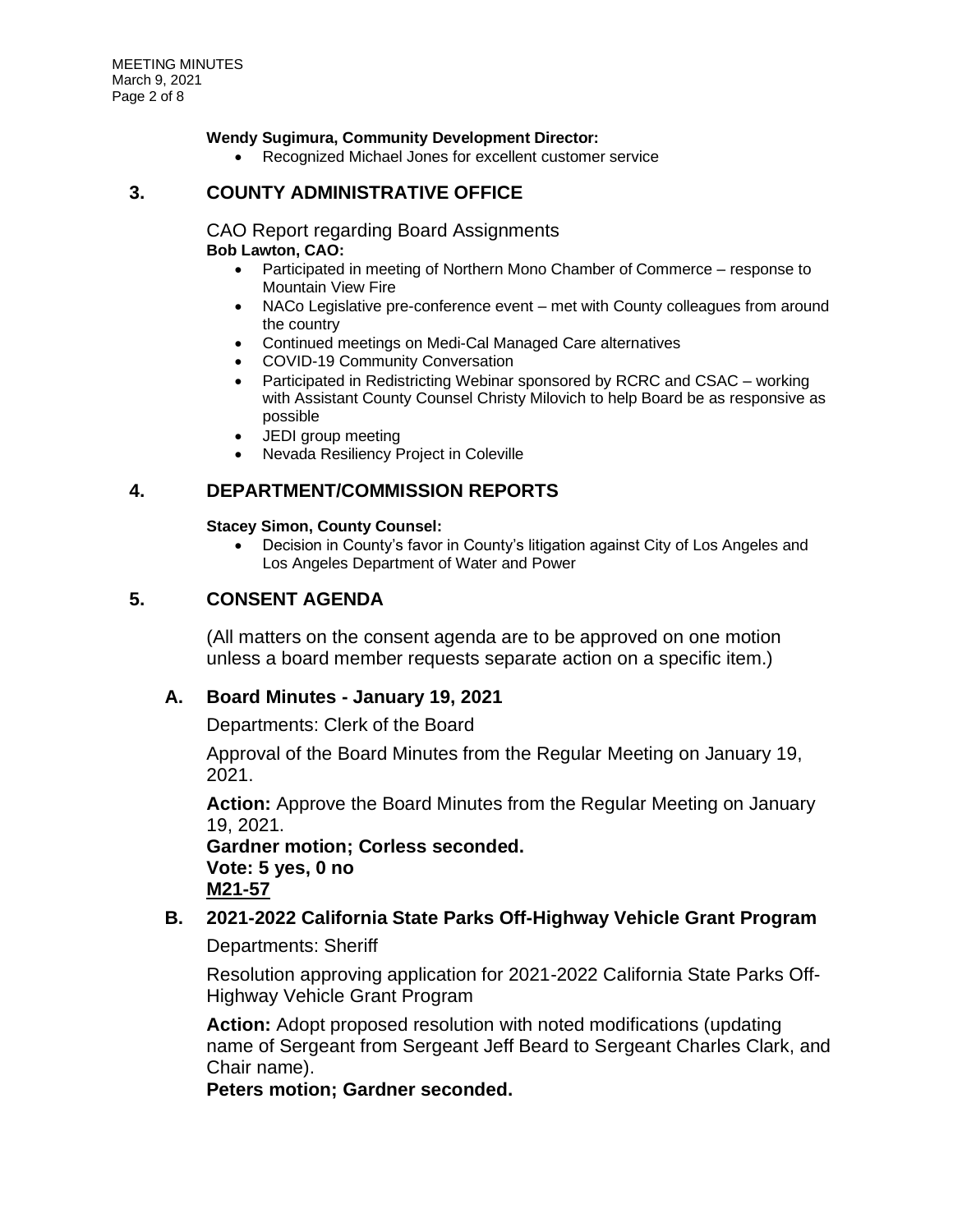**Wendy Sugimura, Community Development Director:**

- Recognized Michael Jones for excellent customer service

## 3. COUNTY ADMINISTRATIVE OFFICE

CAO Report regarding Board Assignments

**Bob Lawton, CAO:**

- Participated in meeting of Northern Mono Chamber of Commerce – response to Mountain View Fire
- NACo Legislative pre-conference event – met with County colleagues from around the country
- Continued meetings on Medi-Cal Managed Care alternatives
- COVID-19 Community Conversation
- Participated in Redistricting Webinar sponsored by RCRC and CSAC – working with Assistant County Counsel Christy Milovich to help Board be as responsive as possible
- JEDI group meeting
- Nevada Resiliency Project in Coleville

## 4. DEPARTMENT/COMMISSION REPORTS

**Stacey Simon, County Counsel:**

- Decision in County's favor in County's litigation against City of Los Angeles and Los Angeles Department of Water and Power

## 5. CONSENT AGENDA

(All matters on the consent agenda are to be approved on one motion unless a board member requests separate action on a specific item.)

### A. Board Minutes - January 19, 2021

Departments: Clerk of the Board

Approval of the Board Minutes from the Regular Meeting on January 19, 2021.

**Action:** Approve the Board Minutes from the Regular Meeting on January 19, 2021.
**Gardner motion; Corless seconded.**
**Vote: 5 yes, 0 no**
**M21-57**

### B. 2021-2022 California State Parks Off-Highway Vehicle Grant Program

Departments: Sheriff

Resolution approving application for 2021-2022 California State Parks Off-Highway Vehicle Grant Program

**Action:** Adopt proposed resolution with noted modifications (updating name of Sergeant from Sergeant Jeff Beard to Sergeant Charles Clark, and Chair name).
**Peters motion; Gardner seconded.**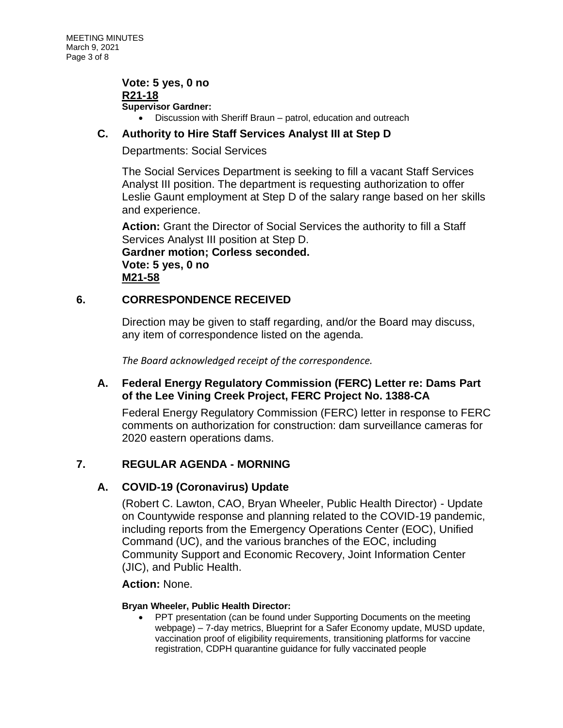**Vote: 5 yes, 0 no**
**R21-18**

**Supervisor Gardner:**

- Discussion with Sheriff Braun – patrol, education and outreach

### C. Authority to Hire Staff Services Analyst III at Step D

Departments: Social Services

The Social Services Department is seeking to fill a vacant Staff Services Analyst III position. The department is requesting authorization to offer Leslie Gaunt employment at Step D of the salary range based on her skills and experience.

**Action:** Grant the Director of Social Services the authority to fill a Staff Services Analyst III position at Step D.
**Gardner motion; Corless seconded.**
**Vote: 5 yes, 0 no**
**M21-58**

## 6. CORRESPONDENCE RECEIVED

Direction may be given to staff regarding, and/or the Board may discuss, any item of correspondence listed on the agenda.

*The Board acknowledged receipt of the correspondence.*

### A. Federal Energy Regulatory Commission (FERC) Letter re: Dams Part of the Lee Vining Creek Project, FERC Project No. 1388-CA

Federal Energy Regulatory Commission (FERC) letter in response to FERC comments on authorization for construction: dam surveillance cameras for 2020 eastern operations dams.

## 7. REGULAR AGENDA - MORNING

### A. COVID-19 (Coronavirus) Update

(Robert C. Lawton, CAO, Bryan Wheeler, Public Health Director) - Update on Countywide response and planning related to the COVID-19 pandemic, including reports from the Emergency Operations Center (EOC), Unified Command (UC), and the various branches of the EOC, including Community Support and Economic Recovery, Joint Information Center (JIC), and Public Health.

**Action:** None.

**Bryan Wheeler, Public Health Director:**

- PPT presentation (can be found under Supporting Documents on the meeting webpage) – 7-day metrics, Blueprint for a Safer Economy update, MUSD update, vaccination proof of eligibility requirements, transitioning platforms for vaccine registration, CDPH quarantine guidance for fully vaccinated people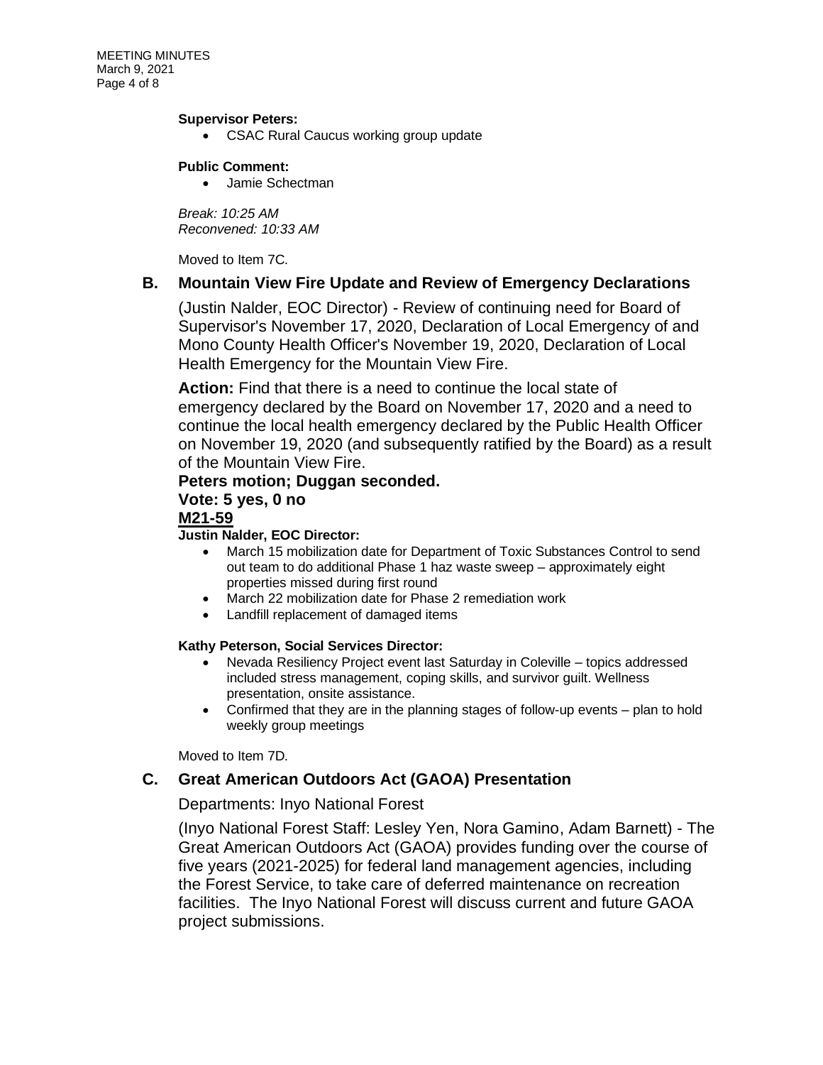**Supervisor Peters:**

- CSAC Rural Caucus working group update

**Public Comment:**

- Jamie Schectman

*Break: 10:25 AM*
*Reconvened: 10:33 AM*

Moved to Item 7C.

## B. Mountain View Fire Update and Review of Emergency Declarations

(Justin Nalder, EOC Director) - Review of continuing need for Board of Supervisor's November 17, 2020, Declaration of Local Emergency of and Mono County Health Officer's November 19, 2020, Declaration of Local Health Emergency for the Mountain View Fire.

**Action:** Find that there is a need to continue the local state of emergency declared by the Board on November 17, 2020 and a need to continue the local health emergency declared by the Public Health Officer on November 19, 2020 (and subsequently ratified by the Board) as a result of the Mountain View Fire.

**Peters motion; Duggan seconded.**
**Vote: 5 yes, 0 no**
**<u>M21-59</u>**

**Justin Nalder, EOC Director:**

- March 15 mobilization date for Department of Toxic Substances Control to send out team to do additional Phase 1 haz waste sweep – approximately eight properties missed during first round
- March 22 mobilization date for Phase 2 remediation work
- Landfill replacement of damaged items

**Kathy Peterson, Social Services Director:**

- Nevada Resiliency Project event last Saturday in Coleville – topics addressed included stress management, coping skills, and survivor guilt. Wellness presentation, onsite assistance.
- Confirmed that they are in the planning stages of follow-up events – plan to hold weekly group meetings

Moved to Item 7D.

## C. Great American Outdoors Act (GAOA) Presentation

Departments: Inyo National Forest

(Inyo National Forest Staff: Lesley Yen, Nora Gamino, Adam Barnett) - The Great American Outdoors Act (GAOA) provides funding over the course of five years (2021-2025) for federal land management agencies, including the Forest Service, to take care of deferred maintenance on recreation facilities. The Inyo National Forest will discuss current and future GAOA project submissions.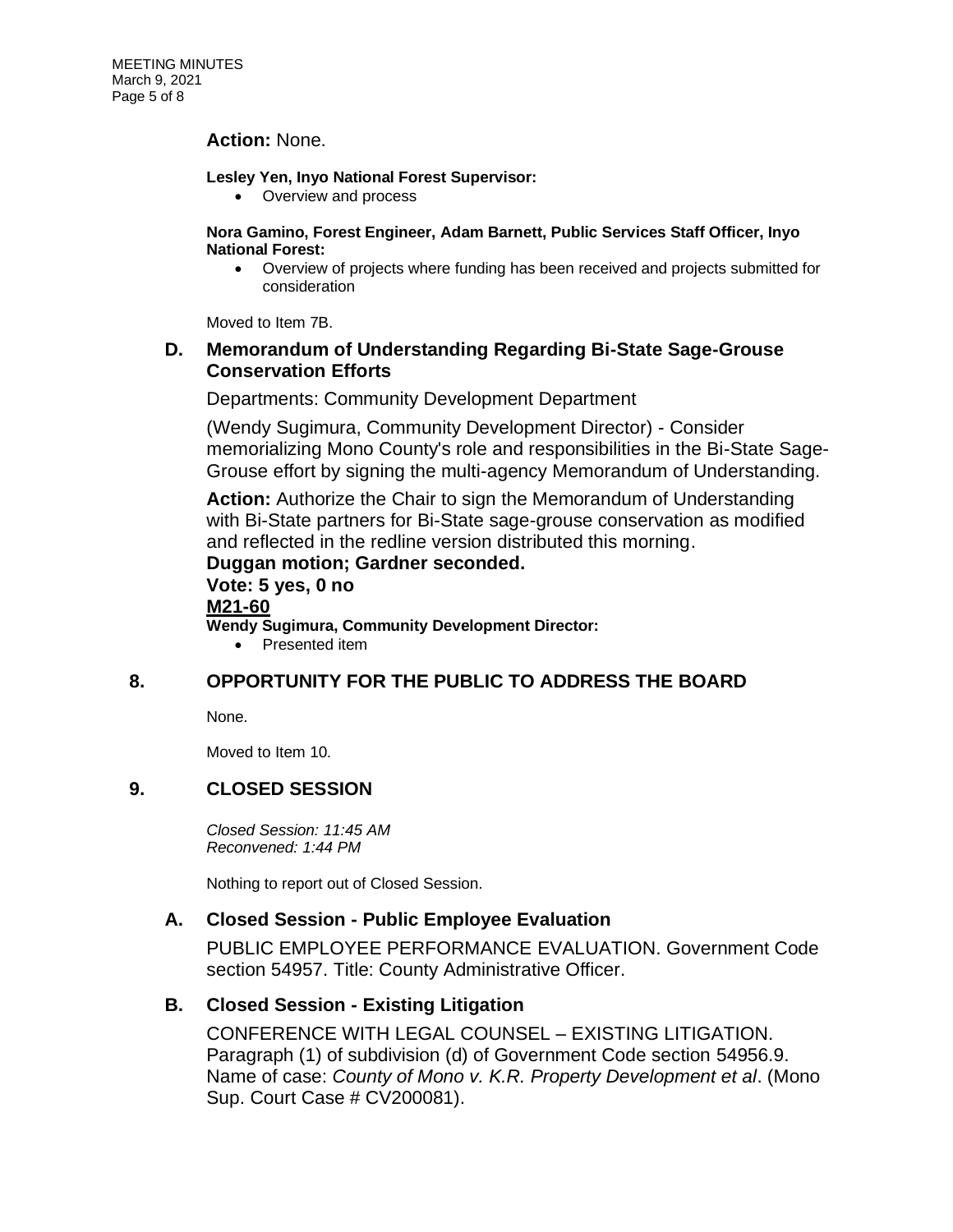**Action:** None.

**Lesley Yen, Inyo National Forest Supervisor:**

- Overview and process

**Nora Gamino, Forest Engineer, Adam Barnett, Public Services Staff Officer, Inyo National Forest:**

- Overview of projects where funding has been received and projects submitted for consideration

Moved to Item 7B.

### D. Memorandum of Understanding Regarding Bi-State Sage-Grouse Conservation Efforts

Departments: Community Development Department

(Wendy Sugimura, Community Development Director) - Consider memorializing Mono County's role and responsibilities in the Bi-State Sage-Grouse effort by signing the multi-agency Memorandum of Understanding.

**Action:** Authorize the Chair to sign the Memorandum of Understanding with Bi-State partners for Bi-State sage-grouse conservation as modified and reflected in the redline version distributed this morning.

**Duggan motion; Gardner seconded.**

**Vote: 5 yes, 0 no**

**M21-60**

**Wendy Sugimura, Community Development Director:**

- Presented item

## 8. OPPORTUNITY FOR THE PUBLIC TO ADDRESS THE BOARD

None.

Moved to Item 10.

## 9. CLOSED SESSION

*Closed Session: 11:45 AM*
*Reconvened: 1:44 PM*

Nothing to report out of Closed Session.

### A. Closed Session - Public Employee Evaluation

PUBLIC EMPLOYEE PERFORMANCE EVALUATION. Government Code section 54957. Title: County Administrative Officer.

### B. Closed Session - Existing Litigation

CONFERENCE WITH LEGAL COUNSEL – EXISTING LITIGATION. Paragraph (1) of subdivision (d) of Government Code section 54956.9. Name of case: *County of Mono v. K.R. Property Development et al*. (Mono Sup. Court Case # CV200081).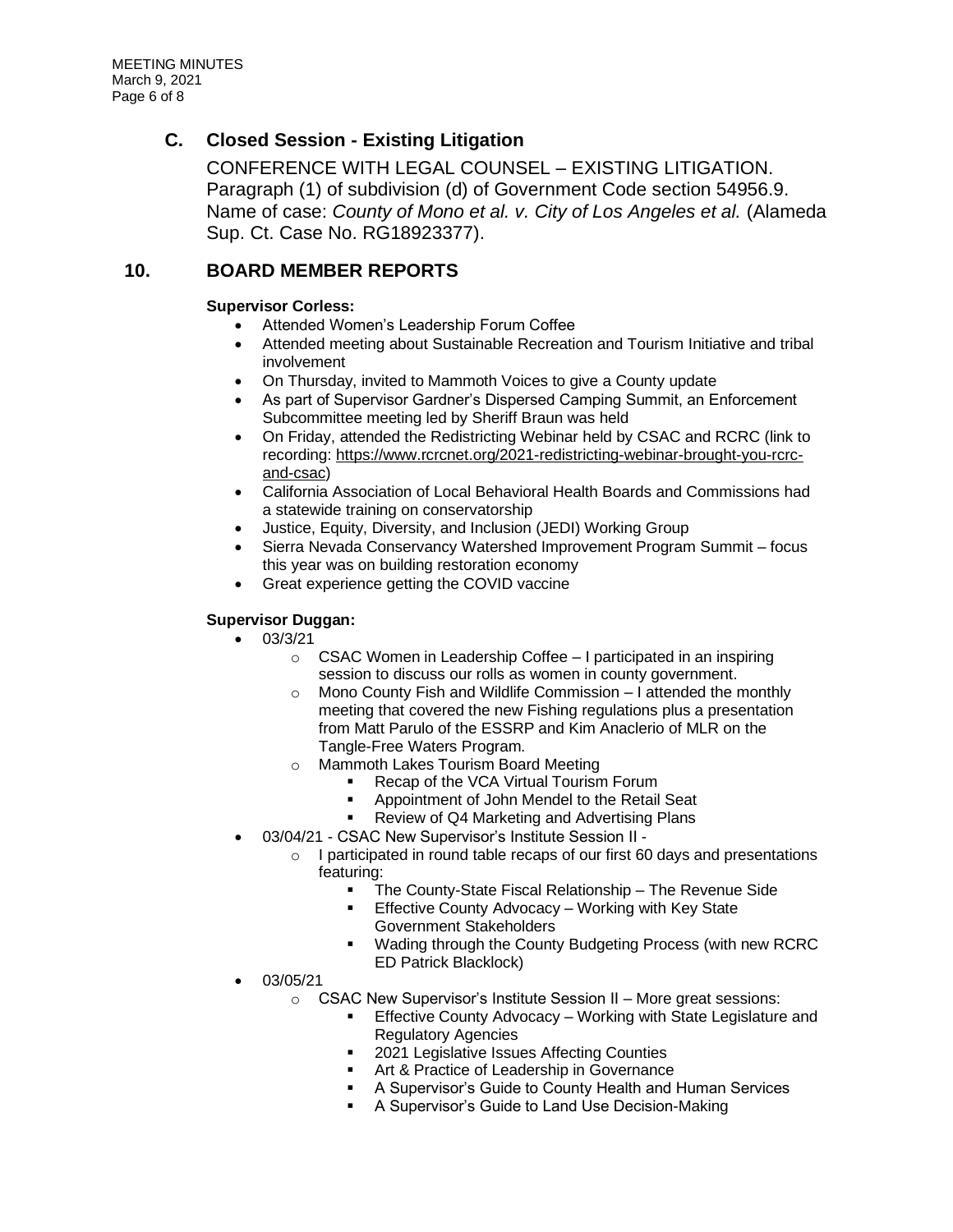## C. Closed Session - Existing Litigation

CONFERENCE WITH LEGAL COUNSEL – EXISTING LITIGATION. Paragraph (1) of subdivision (d) of Government Code section 54956.9. Name of case: *County of Mono et al. v. City of Los Angeles et al.* (Alameda Sup. Ct. Case No. RG18923377).

## 10. BOARD MEMBER REPORTS

**Supervisor Corless:**

- Attended Women's Leadership Forum Coffee
- Attended meeting about Sustainable Recreation and Tourism Initiative and tribal involvement
- On Thursday, invited to Mammoth Voices to give a County update
- As part of Supervisor Gardner's Dispersed Camping Summit, an Enforcement Subcommittee meeting led by Sheriff Braun was held
- On Friday, attended the Redistricting Webinar held by CSAC and RCRC (link to recording: https://www.rcrcnet.org/2021-redistricting-webinar-brought-you-rcrc-and-csac)
- California Association of Local Behavioral Health Boards and Commissions had a statewide training on conservatorship
- Justice, Equity, Diversity, and Inclusion (JEDI) Working Group
- Sierra Nevada Conservancy Watershed Improvement Program Summit – focus this year was on building restoration economy
- Great experience getting the COVID vaccine

**Supervisor Duggan:**

- 03/3/21
  - CSAC Women in Leadership Coffee – I participated in an inspiring session to discuss our rolls as women in county government.
  - Mono County Fish and Wildlife Commission – I attended the monthly meeting that covered the new Fishing regulations plus a presentation from Matt Parulo of the ESSRP and Kim Anaclerio of MLR on the Tangle-Free Waters Program.
  - Mammoth Lakes Tourism Board Meeting
    - Recap of the VCA Virtual Tourism Forum
    - Appointment of John Mendel to the Retail Seat
    - Review of Q4 Marketing and Advertising Plans
- 03/04/21 - CSAC New Supervisor's Institute Session II -
  - I participated in round table recaps of our first 60 days and presentations featuring:
    - The County-State Fiscal Relationship – The Revenue Side
    - Effective County Advocacy – Working with Key State Government Stakeholders
    - Wading through the County Budgeting Process (with new RCRC ED Patrick Blacklock)
- 03/05/21
  - CSAC New Supervisor's Institute Session II – More great sessions:
    - Effective County Advocacy – Working with State Legislature and Regulatory Agencies
    - 2021 Legislative Issues Affecting Counties
    - Art & Practice of Leadership in Governance
    - A Supervisor's Guide to County Health and Human Services
    - A Supervisor's Guide to Land Use Decision-Making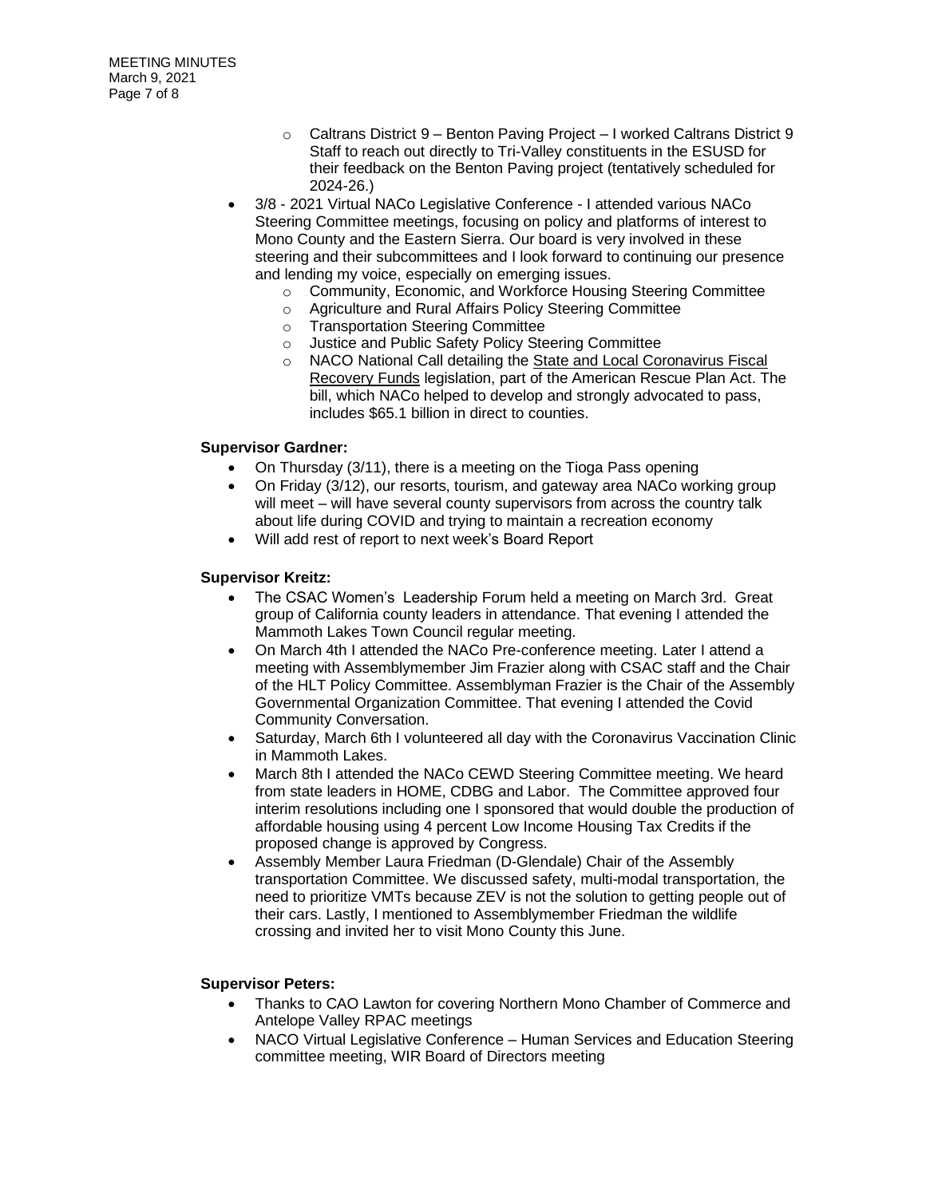- Caltrans District 9 – Benton Paving Project – I worked Caltrans District 9 Staff to reach out directly to Tri-Valley constituents in the ESUSD for their feedback on the Benton Paving project (tentatively scheduled for 2024-26.)
- 3/8 - 2021 Virtual NACo Legislative Conference - I attended various NACo Steering Committee meetings, focusing on policy and platforms of interest to Mono County and the Eastern Sierra. Our board is very involved in these steering and their subcommittees and I look forward to continuing our presence and lending my voice, especially on emerging issues.
  - Community, Economic, and Workforce Housing Steering Committee
  - Agriculture and Rural Affairs Policy Steering Committee
  - Transportation Steering Committee
  - Justice and Public Safety Policy Steering Committee
  - NACO National Call detailing the State and Local Coronavirus Fiscal Recovery Funds legislation, part of the American Rescue Plan Act. The bill, which NACo helped to develop and strongly advocated to pass, includes $65.1 billion in direct to counties.

**Supervisor Gardner:**

- On Thursday (3/11), there is a meeting on the Tioga Pass opening
- On Friday (3/12), our resorts, tourism, and gateway area NACo working group will meet – will have several county supervisors from across the country talk about life during COVID and trying to maintain a recreation economy
- Will add rest of report to next week's Board Report

**Supervisor Kreitz:**

- The CSAC Women's Leadership Forum held a meeting on March 3rd. Great group of California county leaders in attendance. That evening I attended the Mammoth Lakes Town Council regular meeting.
- On March 4th I attended the NACo Pre-conference meeting. Later I attend a meeting with Assemblymember Jim Frazier along with CSAC staff and the Chair of the HLT Policy Committee. Assemblyman Frazier is the Chair of the Assembly Governmental Organization Committee. That evening I attended the Covid Community Conversation.
- Saturday, March 6th I volunteered all day with the Coronavirus Vaccination Clinic in Mammoth Lakes.
- March 8th I attended the NACo CEWD Steering Committee meeting. We heard from state leaders in HOME, CDBG and Labor. The Committee approved four interim resolutions including one I sponsored that would double the production of affordable housing using 4 percent Low Income Housing Tax Credits if the proposed change is approved by Congress.
- Assembly Member Laura Friedman (D-Glendale) Chair of the Assembly transportation Committee. We discussed safety, multi-modal transportation, the need to prioritize VMTs because ZEV is not the solution to getting people out of their cars. Lastly, I mentioned to Assemblymember Friedman the wildlife crossing and invited her to visit Mono County this June.

**Supervisor Peters:**

- Thanks to CAO Lawton for covering Northern Mono Chamber of Commerce and Antelope Valley RPAC meetings
- NACO Virtual Legislative Conference – Human Services and Education Steering committee meeting, WIR Board of Directors meeting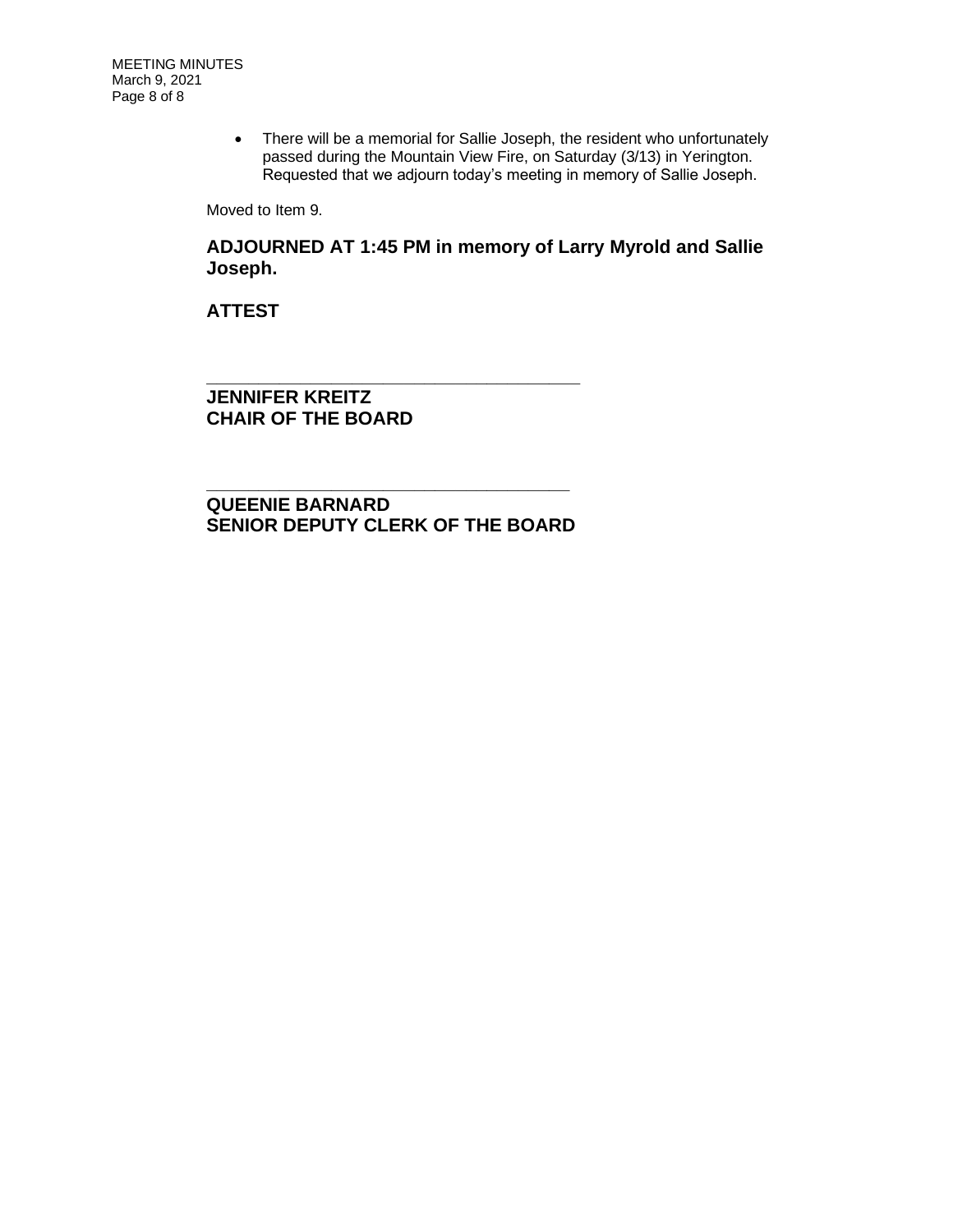- There will be a memorial for Sallie Joseph, the resident who unfortunately passed during the Mountain View Fire, on Saturday (3/13) in Yerington. Requested that we adjourn today's meeting in memory of Sallie Joseph.

Moved to Item 9.

**ADJOURNED AT 1:45 PM in memory of Larry Myrold and Sallie Joseph.**

**ATTEST**

\_\_\_\_\_\_\_\_\_\_\_\_\_\_\_\_\_\_\_\_\_\_\_\_\_\_\_\_\_\_\_\_\_\_\_\_\_\_\_\_

**JENNIFER KREITZ**
**CHAIR OF THE BOARD**

\_\_\_\_\_\_\_\_\_\_\_\_\_\_\_\_\_\_\_\_\_\_\_\_\_\_\_\_\_\_\_\_\_\_\_\_\_\_\_\_

**QUEENIE BARNARD**
**SENIOR DEPUTY CLERK OF THE BOARD**